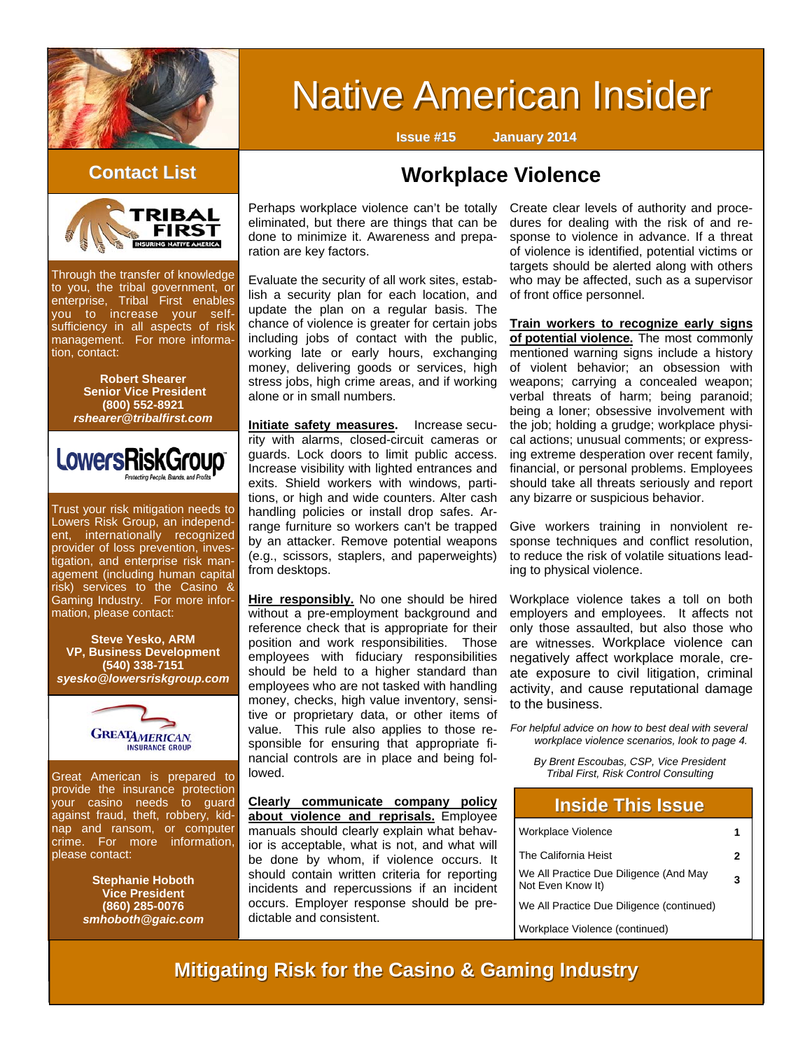# Native American Insider

**Issue #15 January 2014**

## Contact List

Through the transfer of knowledge to you, the tribal government, or enterprise, Tribal First enables you to increase your self-sufficiency in all aspects of risk management. For more information, contact:

**Robert Shearer**
**Senior Vice President**
**(800) 552-8921**
***rshearer@tribalfirst.com***

Trust your risk mitigation needs to Lowers Risk Group, an independent, internationally recognized provider of loss prevention, investigation, and enterprise risk management (including human capital risk) services to the Casino & Gaming Industry. For more information, please contact:

**Steve Yesko, ARM**
**VP, Business Development**
**(540) 338-7151**
***syesko@lowersriskgroup.com***

Great American is prepared to provide the insurance protection your casino needs to guard against fraud, theft, robbery, kidnap and ransom, or computer crime. For more information, please contact:

**Stephanie Hoboth**
**Vice President**
**(860) 285-0076**
***smhoboth@gaic.com***

## Workplace Violence

Perhaps workplace violence can't be totally eliminated, but there are things that can be done to minimize it. Awareness and preparation are key factors.

Evaluate the security of all work sites, establish a security plan for each location, and update the plan on a regular basis. The chance of violence is greater for certain jobs including jobs of contact with the public, working late or early hours, exchanging money, delivering goods or services, high stress jobs, high crime areas, and if working alone or in small numbers.

**Initiate safety measures.** Increase security with alarms, closed-circuit cameras or guards. Lock doors to limit public access. Increase visibility with lighted entrances and exits. Shield workers with windows, partitions, or high and wide counters. Alter cash handling policies or install drop safes. Arrange furniture so workers can't be trapped by an attacker. Remove potential weapons (e.g., scissors, staplers, and paperweights) from desktops.

**Hire responsibly.** No one should be hired without a pre-employment background and reference check that is appropriate for their position and work responsibilities. Those employees with fiduciary responsibilities should be held to a higher standard than employees who are not tasked with handling money, checks, high value inventory, sensitive or proprietary data, or other items of value. This rule also applies to those responsible for ensuring that appropriate financial controls are in place and being followed.

**Clearly communicate company policy about violence and reprisals.** Employee manuals should clearly explain what behavior is acceptable, what is not, and what will be done by whom, if violence occurs. It should contain written criteria for reporting incidents and repercussions if an incident occurs. Employer response should be predictable and consistent.

Create clear levels of authority and procedures for dealing with the risk of and response to violence in advance. If a threat of violence is identified, potential victims or targets should be alerted along with others who may be affected, such as a supervisor of front office personnel.

**Train workers to recognize early signs of potential violence.** The most commonly mentioned warning signs include a history of violent behavior; an obsession with weapons; carrying a concealed weapon; verbal threats of harm; being paranoid; being a loner; obsessive involvement with the job; holding a grudge; workplace physical actions; unusual comments; or expressing extreme desperation over recent family, financial, or personal problems. Employees should take all threats seriously and report any bizarre or suspicious behavior.

Give workers training in nonviolent response techniques and conflict resolution, to reduce the risk of volatile situations leading to physical violence.

Workplace violence takes a toll on both employers and employees. It affects not only those assaulted, but also those who are witnesses. Workplace violence can negatively affect workplace morale, create exposure to civil litigation, criminal activity, and cause reputational damage to the business.

*For helpful advice on how to best deal with several workplace violence scenarios, look to page 4.*

*By Brent Escoubas, CSP, Vice President Tribal First, Risk Control Consulting*

## Inside This Issue

| | |
|---|---|
| Workplace Violence | 1 |
| The California Heist | 2 |
| We All Practice Due Diligence (And May Not Even Know It) | 3 |
| We All Practice Due Diligence (continued) | |
| Workplace Violence (continued) | |

**Mitigating Risk for the Casino & Gaming Industry**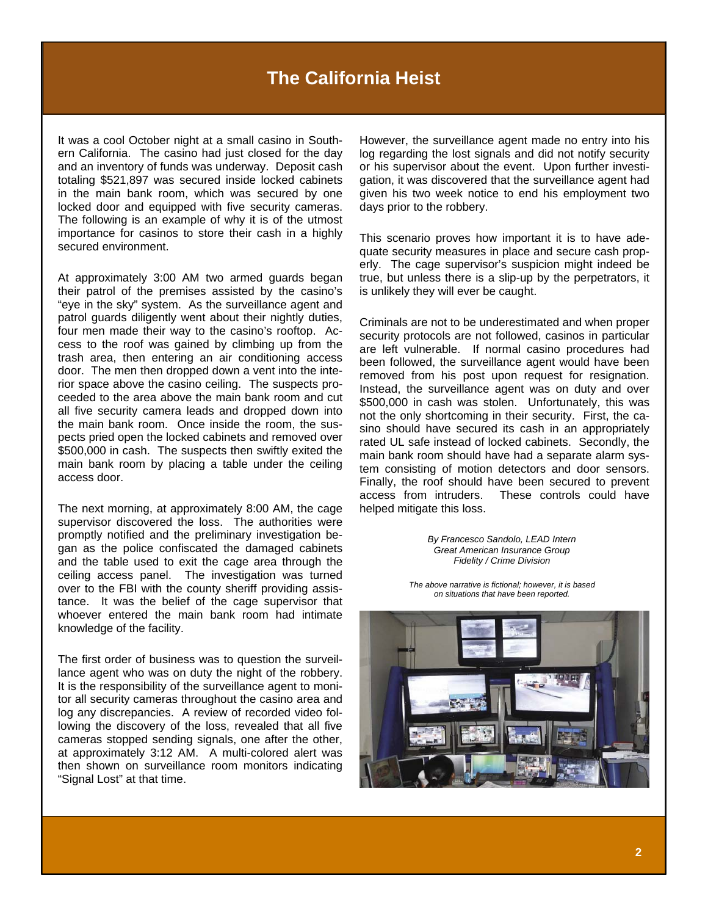# The California Heist

It was a cool October night at a small casino in Southern California. The casino had just closed for the day and an inventory of funds was underway. Deposit cash totaling $521,897 was secured inside locked cabinets in the main bank room, which was secured by one locked door and equipped with five security cameras. The following is an example of why it is of the utmost importance for casinos to store their cash in a highly secured environment.

At approximately 3:00 AM two armed guards began their patrol of the premises assisted by the casino's "eye in the sky" system. As the surveillance agent and patrol guards diligently went about their nightly duties, four men made their way to the casino's rooftop. Access to the roof was gained by climbing up from the trash area, then entering an air conditioning access door. The men then dropped down a vent into the interior space above the casino ceiling. The suspects proceeded to the area above the main bank room and cut all five security camera leads and dropped down into the main bank room. Once inside the room, the suspects pried open the locked cabinets and removed over $500,000 in cash. The suspects then swiftly exited the main bank room by placing a table under the ceiling access door.

The next morning, at approximately 8:00 AM, the cage supervisor discovered the loss. The authorities were promptly notified and the preliminary investigation began as the police confiscated the damaged cabinets and the table used to exit the cage area through the ceiling access panel. The investigation was turned over to the FBI with the county sheriff providing assistance. It was the belief of the cage supervisor that whoever entered the main bank room had intimate knowledge of the facility.

The first order of business was to question the surveillance agent who was on duty the night of the robbery. It is the responsibility of the surveillance agent to monitor all security cameras throughout the casino area and log any discrepancies. A review of recorded video following the discovery of the loss, revealed that all five cameras stopped sending signals, one after the other, at approximately 3:12 AM. A multi-colored alert was then shown on surveillance room monitors indicating "Signal Lost" at that time.

However, the surveillance agent made no entry into his log regarding the lost signals and did not notify security or his supervisor about the event. Upon further investigation, it was discovered that the surveillance agent had given his two week notice to end his employment two days prior to the robbery.

This scenario proves how important it is to have adequate security measures in place and secure cash properly. The cage supervisor's suspicion might indeed be true, but unless there is a slip-up by the perpetrators, it is unlikely they will ever be caught.

Criminals are not to be underestimated and when proper security protocols are not followed, casinos in particular are left vulnerable. If normal casino procedures had been followed, the surveillance agent would have been removed from his post upon request for resignation. Instead, the surveillance agent was on duty and over $500,000 in cash was stolen. Unfortunately, this was not the only shortcoming in their security. First, the casino should have secured its cash in an appropriately rated UL safe instead of locked cabinets. Secondly, the main bank room should have had a separate alarm system consisting of motion detectors and door sensors. Finally, the roof should have been secured to prevent access from intruders. These controls could have helped mitigate this loss.

*By Francesco Sandolo, LEAD Intern*
*Great American Insurance Group*
*Fidelity / Crime Division*

*The above narrative is fictional; however, it is based on situations that have been reported.*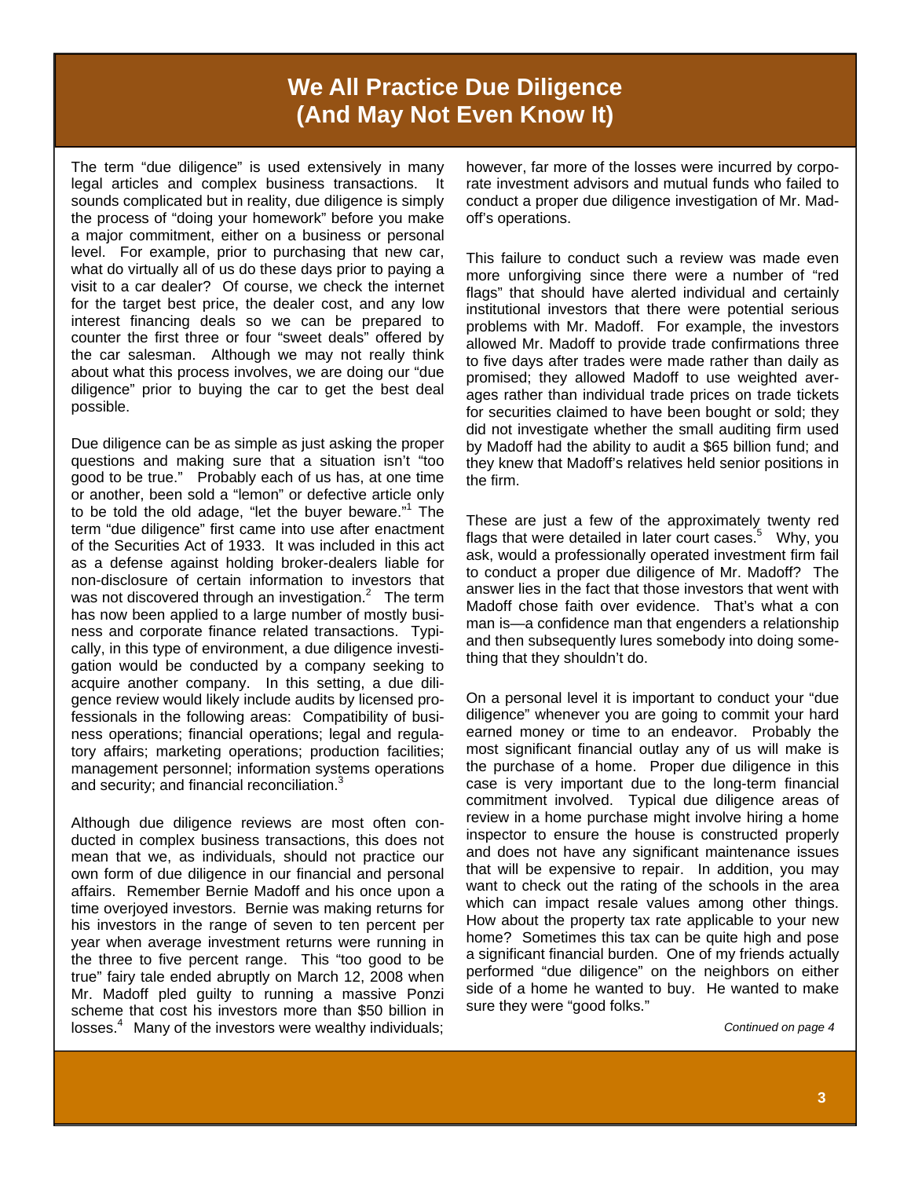# We All Practice Due Diligence (And May Not Even Know It)

The term "due diligence" is used extensively in many legal articles and complex business transactions. It sounds complicated but in reality, due diligence is simply the process of "doing your homework" before you make a major commitment, either on a business or personal level. For example, prior to purchasing that new car, what do virtually all of us do these days prior to paying a visit to a car dealer? Of course, we check the internet for the target best price, the dealer cost, and any low interest financing deals so we can be prepared to counter the first three or four "sweet deals" offered by the car salesman. Although we may not really think about what this process involves, we are doing our "due diligence" prior to buying the car to get the best deal possible.

Due diligence can be as simple as just asking the proper questions and making sure that a situation isn't "too good to be true." Probably each of us has, at one time or another, been sold a "lemon" or defective article only to be told the old adage, "let the buyer beware."[1] The term "due diligence" first came into use after enactment of the Securities Act of 1933. It was included in this act as a defense against holding broker-dealers liable for non-disclosure of certain information to investors that was not discovered through an investigation.[2] The term has now been applied to a large number of mostly business and corporate finance related transactions. Typically, in this type of environment, a due diligence investigation would be conducted by a company seeking to acquire another company. In this setting, a due diligence review would likely include audits by licensed professionals in the following areas: Compatibility of business operations; financial operations; legal and regulatory affairs; marketing operations; production facilities; management personnel; information systems operations and security; and financial reconciliation.[3]

Although due diligence reviews are most often conducted in complex business transactions, this does not mean that we, as individuals, should not practice our own form of due diligence in our financial and personal affairs. Remember Bernie Madoff and his once upon a time overjoyed investors. Bernie was making returns for his investors in the range of seven to ten percent per year when average investment returns were running in the three to five percent range. This "too good to be true" fairy tale ended abruptly on March 12, 2008 when Mr. Madoff pled guilty to running a massive Ponzi scheme that cost his investors more than $50 billion in losses.[4] Many of the investors were wealthy individuals; however, far more of the losses were incurred by corporate investment advisors and mutual funds who failed to conduct a proper due diligence investigation of Mr. Madoff's operations.

This failure to conduct such a review was made even more unforgiving since there were a number of "red flags" that should have alerted individual and certainly institutional investors that there were potential serious problems with Mr. Madoff. For example, the investors allowed Mr. Madoff to provide trade confirmations three to five days after trades were made rather than daily as promised; they allowed Madoff to use weighted averages rather than individual trade prices on trade tickets for securities claimed to have been bought or sold; they did not investigate whether the small auditing firm used by Madoff had the ability to audit a $65 billion fund; and they knew that Madoff's relatives held senior positions in the firm.

These are just a few of the approximately twenty red flags that were detailed in later court cases.[5] Why, you ask, would a professionally operated investment firm fail to conduct a proper due diligence of Mr. Madoff? The answer lies in the fact that those investors that went with Madoff chose faith over evidence. That's what a con man is—a confidence man that engenders a relationship and then subsequently lures somebody into doing something that they shouldn't do.

On a personal level it is important to conduct your "due diligence" whenever you are going to commit your hard earned money or time to an endeavor. Probably the most significant financial outlay any of us will make is the purchase of a home. Proper due diligence in this case is very important due to the long-term financial commitment involved. Typical due diligence areas of review in a home purchase might involve hiring a home inspector to ensure the house is constructed properly and does not have any significant maintenance issues that will be expensive to repair. In addition, you may want to check out the rating of the schools in the area which can impact resale values among other things. How about the property tax rate applicable to your new home? Sometimes this tax can be quite high and pose a significant financial burden. One of my friends actually performed "due diligence" on the neighbors on either side of a home he wanted to buy. He wanted to make sure they were "good folks."

*Continued on page 4*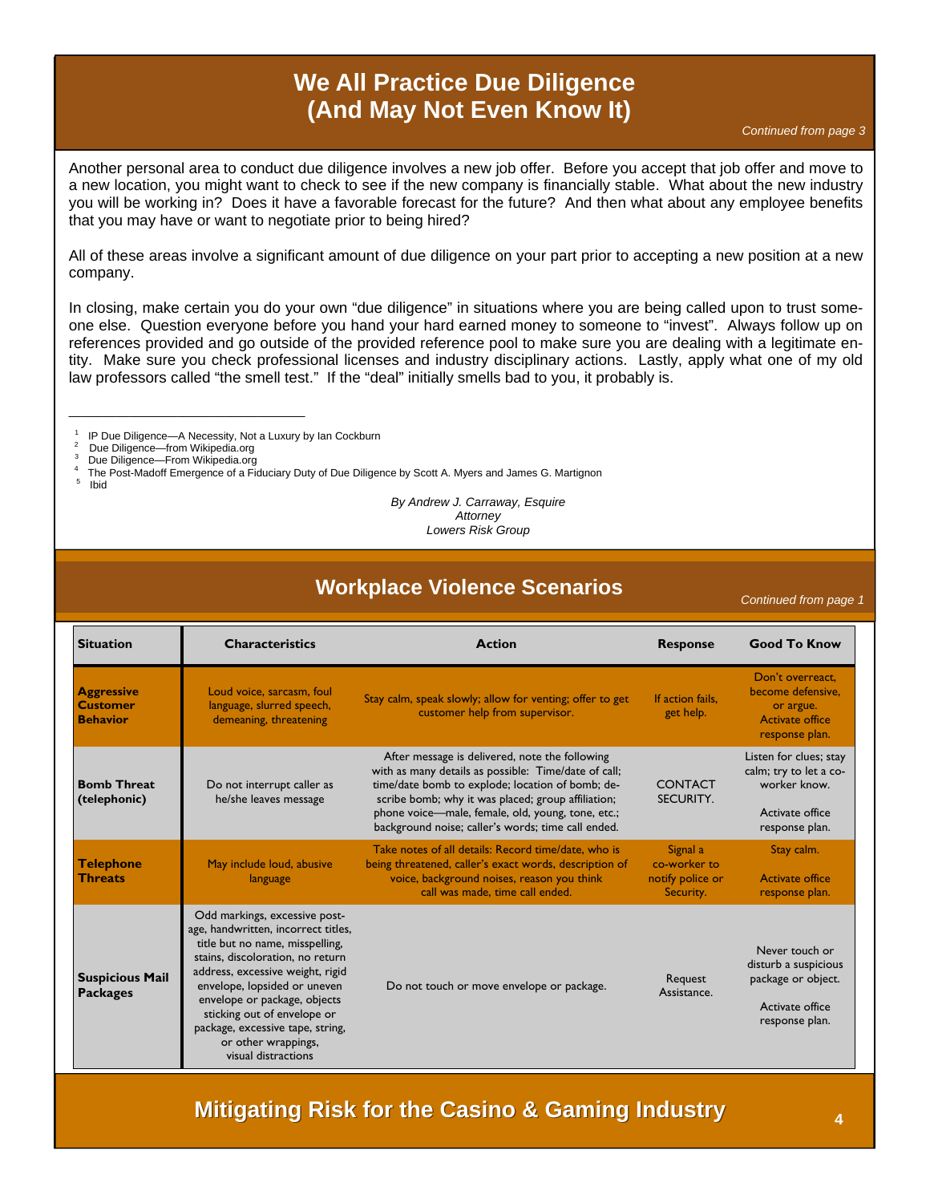# We All Practice Due Diligence (And May Not Even Know It)

*Continued from page 3*

Another personal area to conduct due diligence involves a new job offer. Before you accept that job offer and move to a new location, you might want to check to see if the new company is financially stable. What about the new industry you will be working in? Does it have a favorable forecast for the future? And then what about any employee benefits that you may have or want to negotiate prior to being hired?

All of these areas involve a significant amount of due diligence on your part prior to accepting a new position at a new company.

In closing, make certain you do your own "due diligence" in situations where you are being called upon to trust someone else. Question everyone before you hand your hard earned money to someone to "invest". Always follow up on references provided and go outside of the provided reference pool to make sure you are dealing with a legitimate entity. Make sure you check professional licenses and industry disciplinary actions. Lastly, apply what one of my old law professors called "the smell test." If the "deal" initially smells bad to you, it probably is.

---

[1] IP Due Diligence—A Necessity, Not a Luxury by Ian Cockburn
[2] Due Diligence—from Wikipedia.org
[3] Due Diligence—From Wikipedia.org
[4] The Post-Madoff Emergence of a Fiduciary Duty of Due Diligence by Scott A. Myers and James G. Martignon
[5] Ibid

*By Andrew J. Carraway, Esquire*
*Attorney*
*Lowers Risk Group*

# Workplace Violence Scenarios

*Continued from page 1*

| Situation | Characteristics | Action | Response | Good To Know |
|---|---|---|---|---|
| **Aggressive Customer Behavior** | Loud voice, sarcasm, foul language, slurred speech, demeaning, threatening | Stay calm, speak slowly; allow for venting; offer to get customer help from supervisor. | If action fails, get help. | Don't overreact, become defensive, or argue. Activate office response plan. |
| **Bomb Threat (telephonic)** | Do not interrupt caller as he/she leaves message | After message is delivered, note the following with as many details as possible: Time/date of call; time/date bomb to explode; location of bomb; describe bomb; why it was placed; group affiliation; phone voice—male, female, old, young, tone, etc.; background noise; caller's words; time call ended. | CONTACT SECURITY. | Listen for clues; stay calm; try to let a co-worker know. Activate office response plan. |
| **Telephone Threats** | May include loud, abusive language | Take notes of all details: Record time/date, who is being threatened, caller's exact words, description of voice, background noises, reason you think call was made, time call ended. | Signal a co-worker to notify police or Security. | Stay calm. Activate office response plan. |
| **Suspicious Mail Packages** | Odd markings, excessive postage, handwritten, incorrect titles, title but no name, misspelling, stains, discoloration, no return address, excessive weight, rigid envelope, lopsided or uneven envelope or package, objects sticking out of envelope or package, excessive tape, string, or other wrappings, visual distractions | Do not touch or move envelope or package. | Request Assistance. | Never touch or disturb a suspicious package or object. Activate office response plan. |